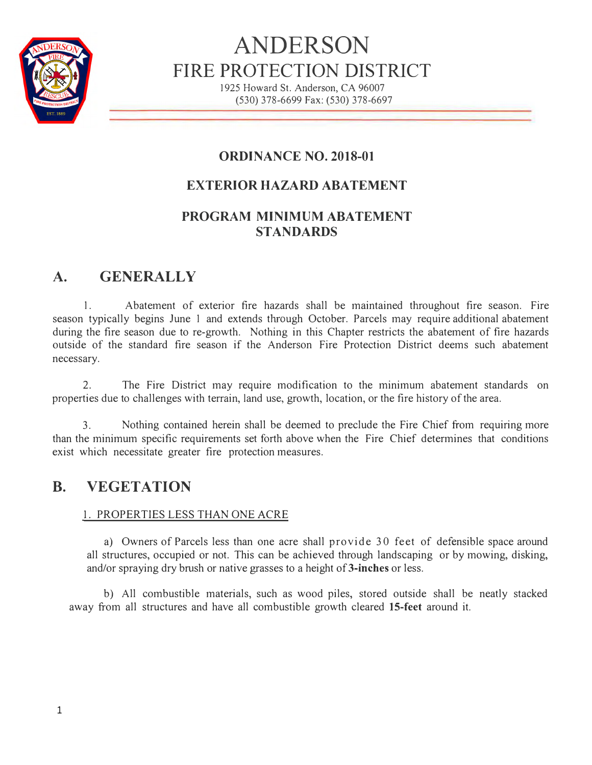# ANDERSON
## FIRE PROTECTION DISTRICT

1925 Howard St. Anderson, CA 96007
(530) 378-6699 Fax: (530) 378-6697

## ORDINANCE NO. 2018-01

## EXTERIOR HAZARD ABATEMENT

## PROGRAM MINIMUM ABATEMENT STANDARDS

## A. GENERALLY

1. Abatement of exterior fire hazards shall be maintained throughout fire season. Fire season typically begins June 1 and extends through October. Parcels may require additional abatement during the fire season due to re-growth. Nothing in this Chapter restricts the abatement of fire hazards outside of the standard fire season if the Anderson Fire Protection District deems such abatement necessary.

2. The Fire District may require modification to the minimum abatement standards on properties due to challenges with terrain, land use, growth, location, or the fire history of the area.

3. Nothing contained herein shall be deemed to preclude the Fire Chief from requiring more than the minimum specific requirements set forth above when the Fire Chief determines that conditions exist which necessitate greater fire protection measures.

## B. VEGETATION

1. PROPERTIES LESS THAN ONE ACRE

a) Owners of Parcels less than one acre shall provide 30 feet of defensible space around all structures, occupied or not. This can be achieved through landscaping or by mowing, disking, and/or spraying dry brush or native grasses to a height of **3-inches** or less.

b) All combustible materials, such as wood piles, stored outside shall be neatly stacked away from all structures and have all combustible growth cleared **15-feet** around it.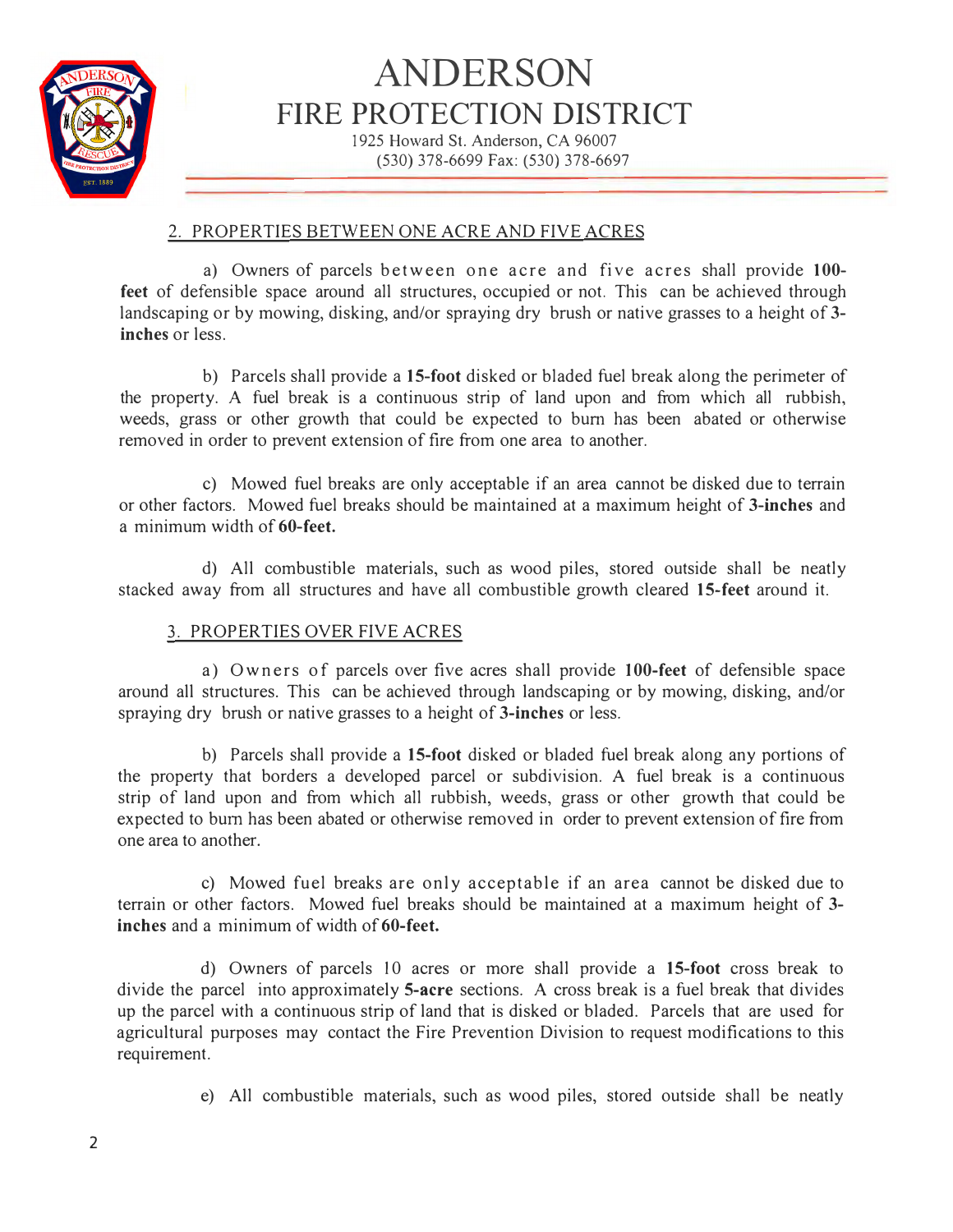## 2. PROPERTIES BETWEEN ONE ACRE AND FIVE ACRES

a) Owners of parcels between one acre and five acres shall provide **100-feet** of defensible space around all structures, occupied or not. This can be achieved through landscaping or by mowing, disking, and/or spraying dry brush or native grasses to a height of **3-inches** or less.

b) Parcels shall provide a **15-foot** disked or bladed fuel break along the perimeter of the property. A fuel break is a continuous strip of land upon and from which all rubbish, weeds, grass or other growth that could be expected to burn has been abated or otherwise removed in order to prevent extension of fire from one area to another.

c) Mowed fuel breaks are only acceptable if an area cannot be disked due to terrain or other factors. Mowed fuel breaks should be maintained at a maximum height of **3-inches** and a minimum width of **60-feet.**

d) All combustible materials, such as wood piles, stored outside shall be neatly stacked away from all structures and have all combustible growth cleared **15-feet** around it.

## 3. PROPERTIES OVER FIVE ACRES

a) Owners of parcels over five acres shall provide **100-feet** of defensible space around all structures. This can be achieved through landscaping or by mowing, disking, and/or spraying dry brush or native grasses to a height of **3-inches** or less.

b) Parcels shall provide a **15-foot** disked or bladed fuel break along any portions of the property that borders a developed parcel or subdivision. A fuel break is a continuous strip of land upon and from which all rubbish, weeds, grass or other growth that could be expected to burn has been abated or otherwise removed in order to prevent extension of fire from one area to another.

c) Mowed fuel breaks are only acceptable if an area cannot be disked due to terrain or other factors. Mowed fuel breaks should be maintained at a maximum height of **3-inches** and a minimum of width of **60-feet.**

d) Owners of parcels 10 acres or more shall provide a **15-foot** cross break to divide the parcel into approximately **5-acre** sections. A cross break is a fuel break that divides up the parcel with a continuous strip of land that is disked or bladed. Parcels that are used for agricultural purposes may contact the Fire Prevention Division to request modifications to this requirement.

e) All combustible materials, such as wood piles, stored outside shall be neatly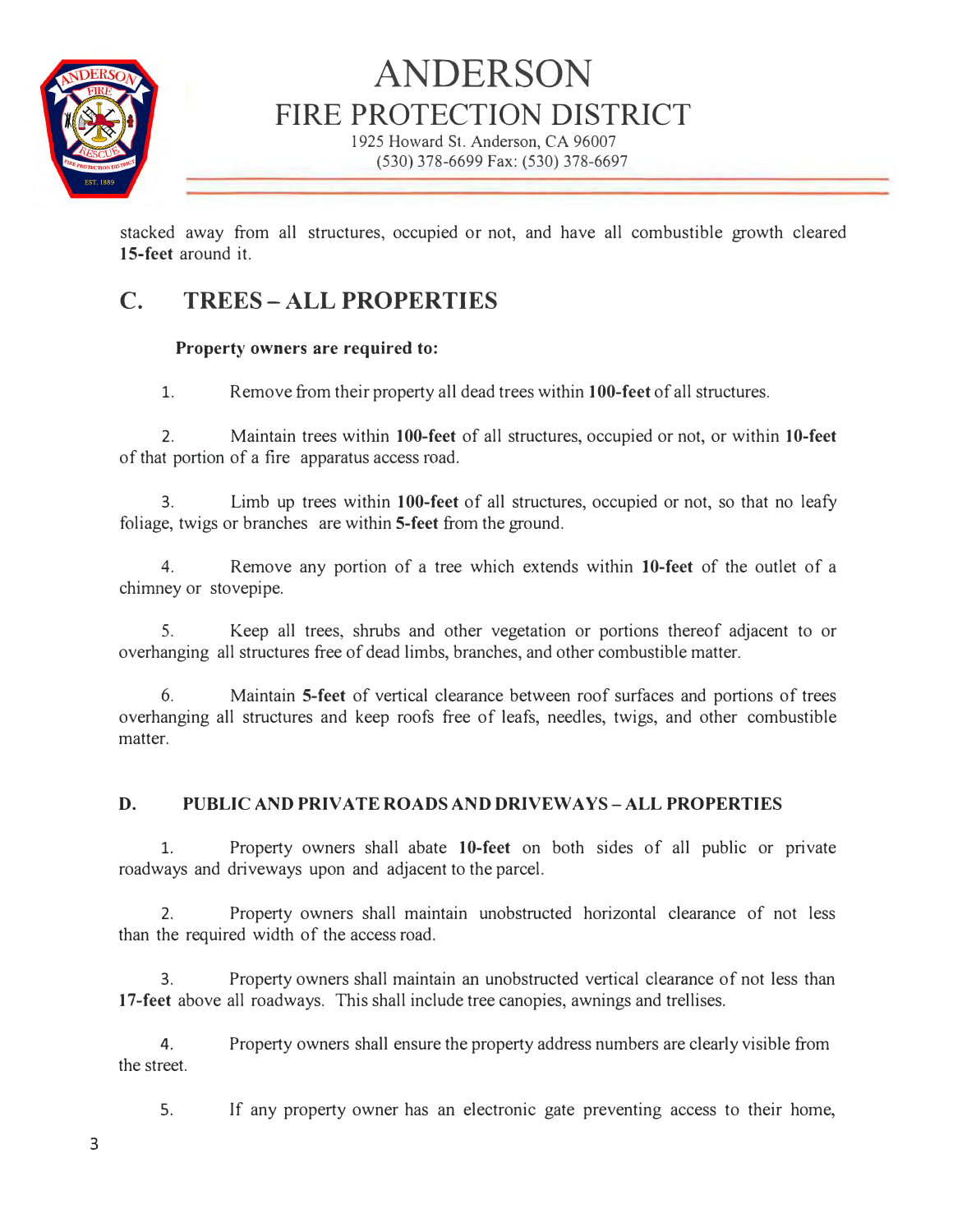stacked away from all structures, occupied or not, and have all combustible growth cleared **15-feet** around it.

## C. TREES – ALL PROPERTIES

**Property owners are required to:**

1. Remove from their property all dead trees within **100-feet** of all structures.

2. Maintain trees within **100-feet** of all structures, occupied or not, or within **10-feet** of that portion of a fire apparatus access road.

3. Limb up trees within **100-feet** of all structures, occupied or not, so that no leafy foliage, twigs or branches are within **5-feet** from the ground.

4. Remove any portion of a tree which extends within **10-feet** of the outlet of a chimney or stovepipe.

5. Keep all trees, shrubs and other vegetation or portions thereof adjacent to or overhanging all structures free of dead limbs, branches, and other combustible matter.

6. Maintain **5-feet** of vertical clearance between roof surfaces and portions of trees overhanging all structures and keep roofs free of leafs, needles, twigs, and other combustible matter.

### D. PUBLIC AND PRIVATE ROADS AND DRIVEWAYS – ALL PROPERTIES

1. Property owners shall abate **10-feet** on both sides of all public or private roadways and driveways upon and adjacent to the parcel.

2. Property owners shall maintain unobstructed horizontal clearance of not less than the required width of the access road.

3. Property owners shall maintain an unobstructed vertical clearance of not less than **17-feet** above all roadways. This shall include tree canopies, awnings and trellises.

4. Property owners shall ensure the property address numbers are clearly visible from the street.

5. If any property owner has an electronic gate preventing access to their home,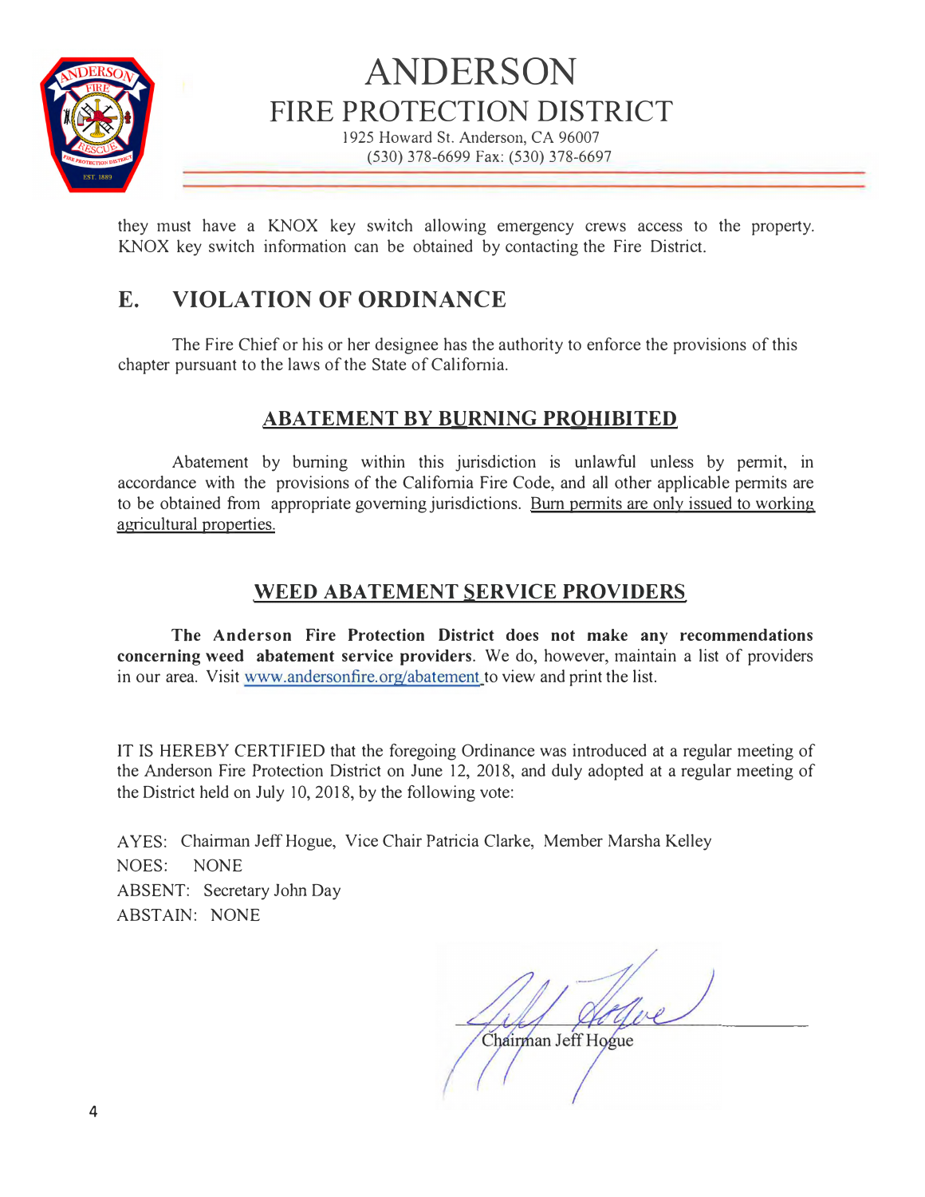they must have a KNOX key switch allowing emergency crews access to the property. KNOX key switch information can be obtained by contacting the Fire District.

## E. VIOLATION OF ORDINANCE

The Fire Chief or his or her designee has the authority to enforce the provisions of this chapter pursuant to the laws of the State of California.

### ABATEMENT BY BURNING PROHIBITED

Abatement by burning within this jurisdiction is unlawful unless by permit, in accordance with the provisions of the California Fire Code, and all other applicable permits are to be obtained from appropriate governing jurisdictions. Burn permits are only issued to working agricultural properties.

### WEED ABATEMENT SERVICE PROVIDERS

**The Anderson Fire Protection District does not make any recommendations concerning weed abatement service providers**. We do, however, maintain a list of providers in our area. Visit www.andersonfire.org/abatement to view and print the list.

IT IS HEREBY CERTIFIED that the foregoing Ordinance was introduced at a regular meeting of the Anderson Fire Protection District on June 12, 2018, and duly adopted at a regular meeting of the District held on July 10, 2018, by the following vote:

AYES: Chairman Jeff Hogue, Vice Chair Patricia Clarke, Member Marsha Kelley
NOES: NONE
ABSENT: Secretary John Day
ABSTAIN: NONE

Chairman Jeff Hogue